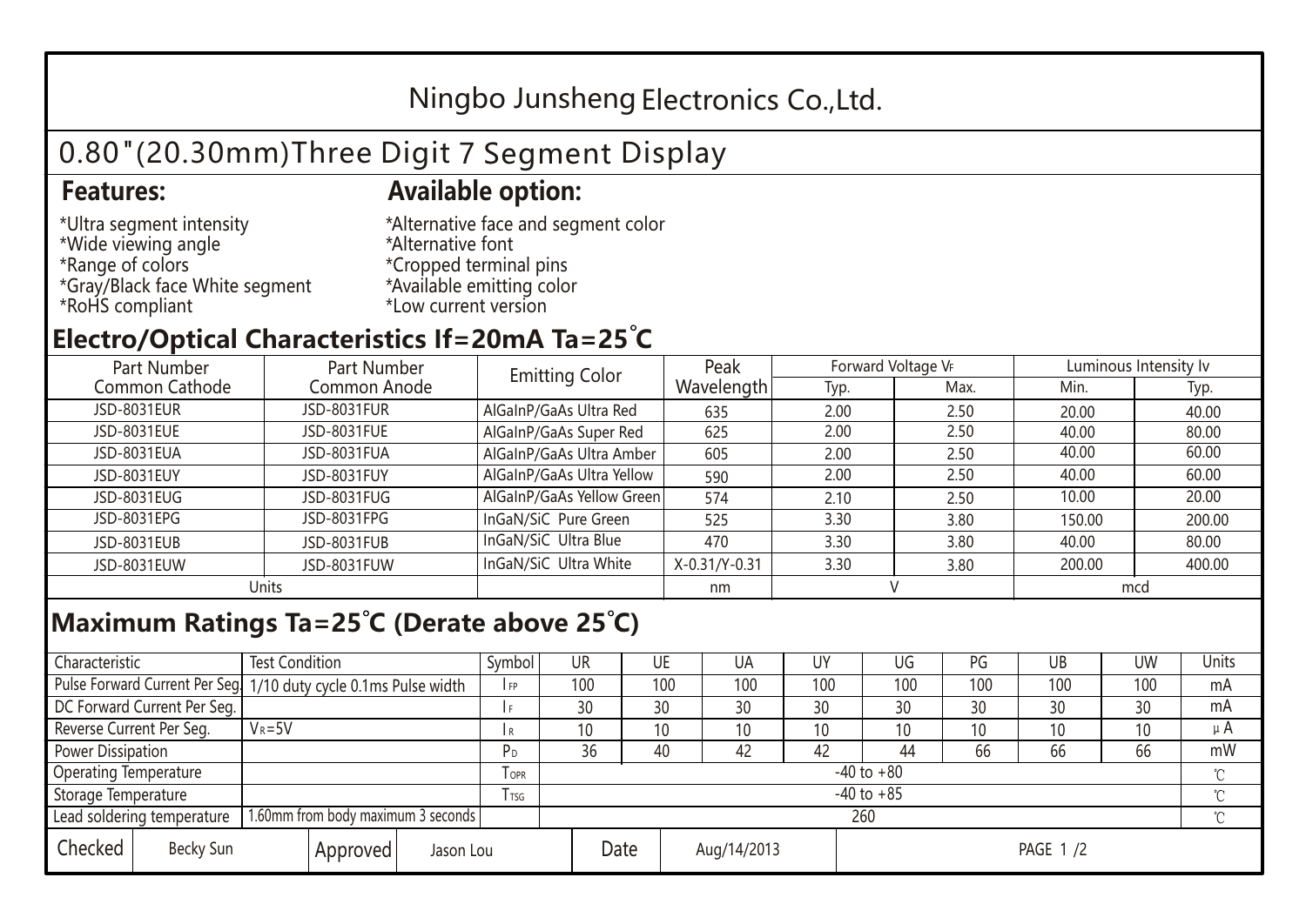# Ningbo Junsheng Electronics Co.,Ltd.

## 0.80"(20.30mm)Three Digit 7 Segment Display

### Features:

*Ultra segment intensity
*Wide viewing angle
*Range of colors
*Gray/Black face White segment
*RoHS compliant

### Available option:

*Alternative face and segment color
*Alternative font
*Cropped terminal pins
*Available emitting color
*Low current version

## Electro/Optical Characteristics If=20mA Ta=25°C

| Part Number Common Cathode | Part Number Common Anode | Emitting Color | Peak Wavelength | Forward Voltage $V_F$ | | Luminous Intensity Iv | |
|---|---|---|---|---|---|---|---|
| | | | | Typ. | Max. | Min. | Typ. |
| JSD-8031EUR | JSD-8031FUR | AlGaInP/GaAs Ultra Red | 635 | 2.00 | 2.50 | 20.00 | 40.00 |
| JSD-8031EUE | JSD-8031FUE | AlGaInP/GaAs Super Red | 625 | 2.00 | 2.50 | 40.00 | 80.00 |
| JSD-8031EUA | JSD-8031FUA | AlGaInP/GaAs Ultra Amber | 605 | 2.00 | 2.50 | 40.00 | 60.00 |
| JSD-8031EUY | JSD-8031FUY | AlGaInP/GaAs Ultra Yellow | 590 | 2.00 | 2.50 | 40.00 | 60.00 |
| JSD-8031EUG | JSD-8031FUG | AlGaInP/GaAs Yellow Green | 574 | 2.10 | 2.50 | 10.00 | 20.00 |
| JSD-8031EPG | JSD-8031FPG | InGaN/SiC Pure Green | 525 | 3.30 | 3.80 | 150.00 | 200.00 |
| JSD-8031EUB | JSD-8031FUB | InGaN/SiC Ultra Blue | 470 | 3.30 | 3.80 | 40.00 | 80.00 |
| JSD-8031EUW | JSD-8031FUW | InGaN/SiC Ultra White | X-0.31/Y-0.31 | 3.30 | 3.80 | 200.00 | 400.00 |
| Units | | | nm | V | | mcd | |

## Maximum Ratings Ta=25°C (Derate above 25°C)

| Characteristic | Test Condition | Symbol | UR | UE | UA | UY | UG | PG | UB | UW | Units |
|---|---|---|---|---|---|---|---|---|---|---|---|
| Pulse Forward Current Per Seg. | 1/10 duty cycle 0.1ms Pulse width | $I_{FP}$ | 100 | 100 | 100 | 100 | 100 | 100 | 100 | 100 | mA |
| DC Forward Current Per Seg. | | $I_F$ | 30 | 30 | 30 | 30 | 30 | 30 | 30 | 30 | mA |
| Reverse Current Per Seg. | $V_R$=5V | $I_R$ | 10 | 10 | 10 | 10 | 10 | 10 | 10 | 10 | μA |
| Power Dissipation | | $P_D$ | 36 | 40 | 42 | 42 | 44 | 66 | 66 | 66 | mW |
| Operating Temperature | | $T_{OPR}$ | -40 to +80 | | | | | | | | ℃ |
| Storage Temperature | | $T_{TSG}$ | -40 to +85 | | | | | | | | ℃ |
| Lead soldering temperature | 1.60mm from body maximum 3 seconds | | 260 | | | | | | | | ℃ |

| Checked | Becky Sun | Approved | Jason Lou | Date | Aug/14/2013 |
|---|---|---|---|---|---|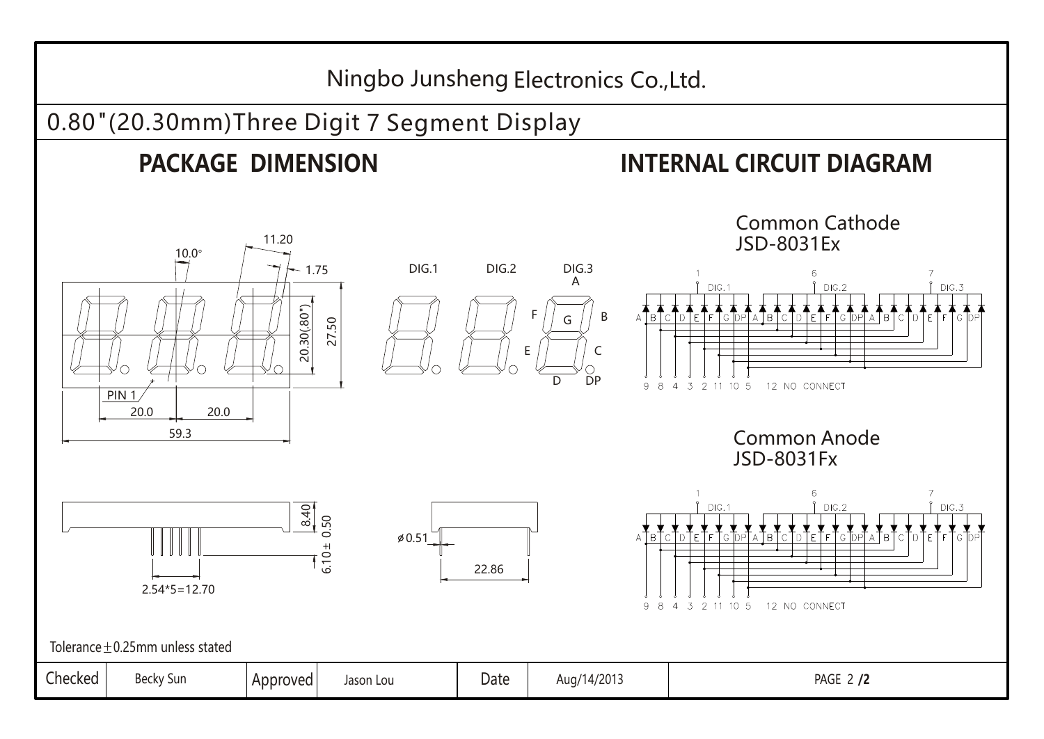Ningbo Junsheng Electronics Co.,Ltd.

0.80"(20.30mm)Three Digit 7 Segment Display

## PACKAGE DIMENSION

11.20

10.0°

1.75

20.30(.80")

27.50

PIN 1

20.0

20.0

59.3

DIG.1 DIG.2 DIG.3

A B C D E F G DP

8.40

6.10± 0.50

ø0.51

22.86

2.54*5=12.70

Tolerance ± 0.25mm unless stated

## INTERNAL CIRCUIT DIAGRAM

Common Cathode
JSD-8031Ex

1 DIG.1 6 DIG.2 7 DIG.3

A B C D E F G DP A B C D E F G DP A B C D E F G DP

9 8 4 3 2 11 10 5 12 NO CONNECT

Common Anode
JSD-8031Fx

1 DIG.1 6 DIG.2 7 DIG.3

A B C D E F G DP A B C D E F G DP A B C D E F G DP

9 8 4 3 2 11 10 5 12 NO CONNECT

| Checked | Becky Sun | Approved | Jason Lou | Date | Aug/14/2013 |
|---|---|---|---|---|---|